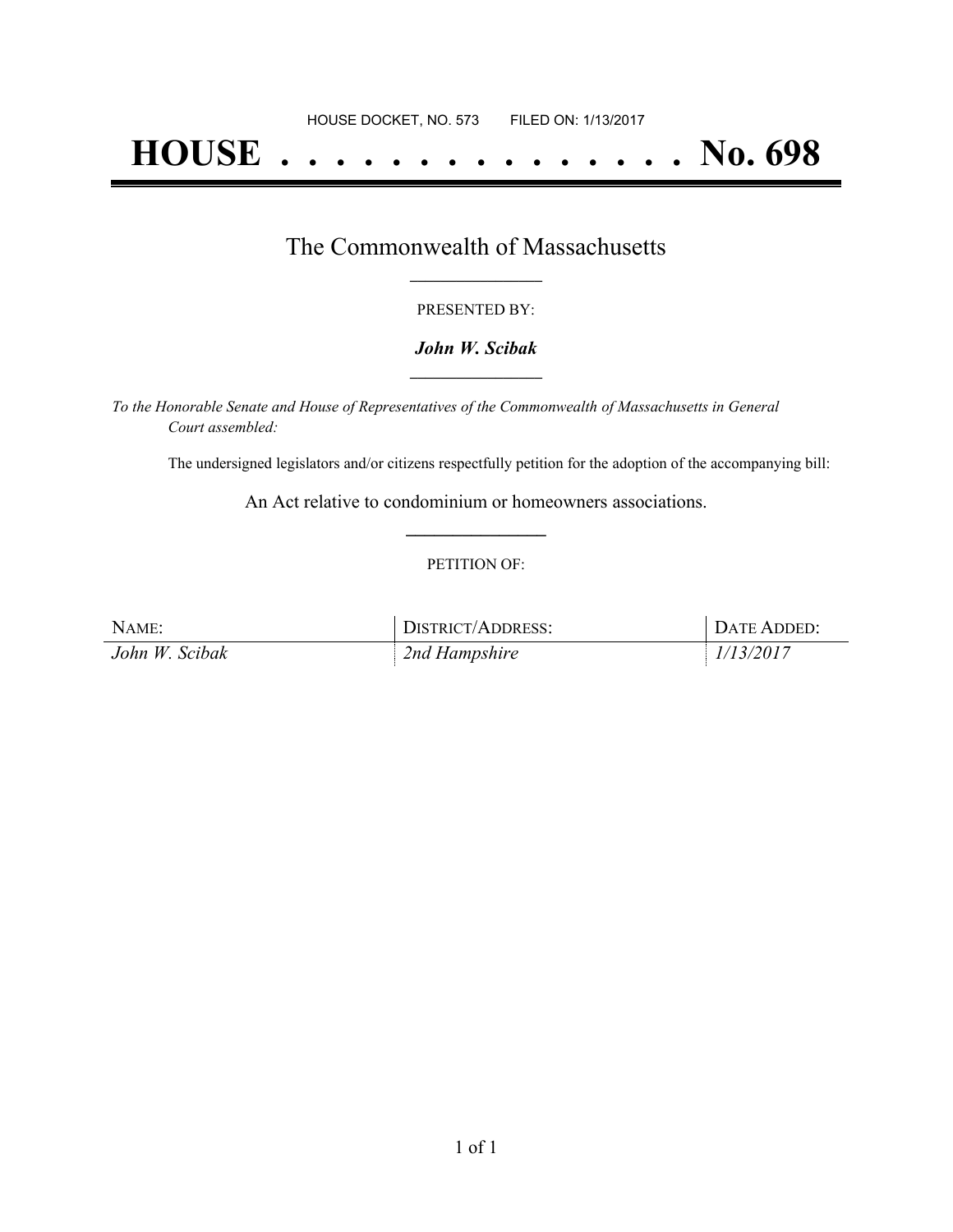HOUSE DOCKET, NO. 573        FILED ON: 1/13/2017

# HOUSE . . . . . . . . . . . . . . . No. 698

## The Commonwealth of Massachusetts

PRESENTED BY:

***John W. Scibak***

*To the Honorable Senate and House of Representatives of the Commonwealth of Massachusetts in General Court assembled:*

The undersigned legislators and/or citizens respectfully petition for the adoption of the accompanying bill:

An Act relative to condominium or homeowners associations.

PETITION OF:

| NAME: | DISTRICT/ADDRESS: | DATE ADDED: |
|---|---|---|
| *John W. Scibak* | *2nd Hampshire* | *1/13/2017* |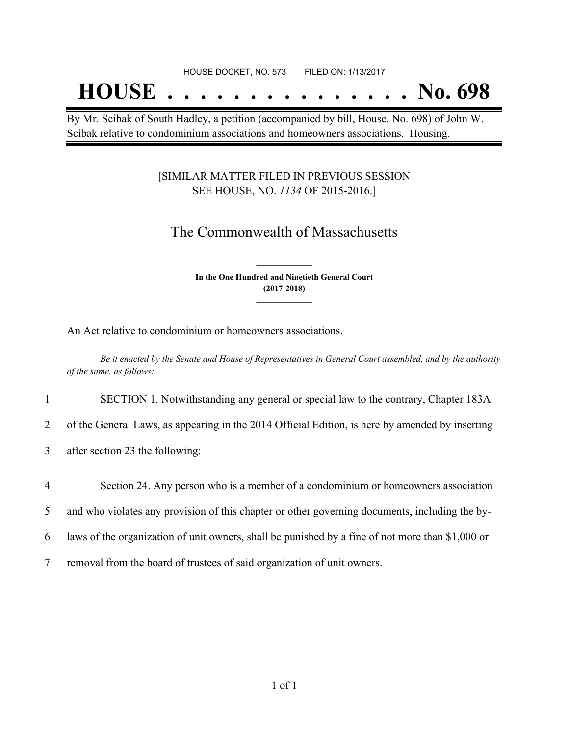HOUSE DOCKET, NO. 573 FILED ON: 1/13/2017

# HOUSE . . . . . . . . . . . . . . . No. 698

By Mr. Scibak of South Hadley, a petition (accompanied by bill, House, No. 698) of John W. Scibak relative to condominium associations and homeowners associations. Housing.

[SIMILAR MATTER FILED IN PREVIOUS SESSION SEE HOUSE, NO. *1134* OF 2015-2016.]

## The Commonwealth of Massachusetts

**In the One Hundred and Ninetieth General Court (2017-2018)**

An Act relative to condominium or homeowners associations.

*Be it enacted by the Senate and House of Representatives in General Court assembled, and by the authority of the same, as follows:*

1 SECTION 1. Notwithstanding any general or special law to the contrary, Chapter 183A
2 of the General Laws, as appearing in the 2014 Official Edition, is here by amended by inserting
3 after section 23 the following:

4 Section 24. Any person who is a member of a condominium or homeowners association
5 and who violates any provision of this chapter or other governing documents, including the by-
6 laws of the organization of unit owners, shall be punished by a fine of not more than $1,000 or
7 removal from the board of trustees of said organization of unit owners.